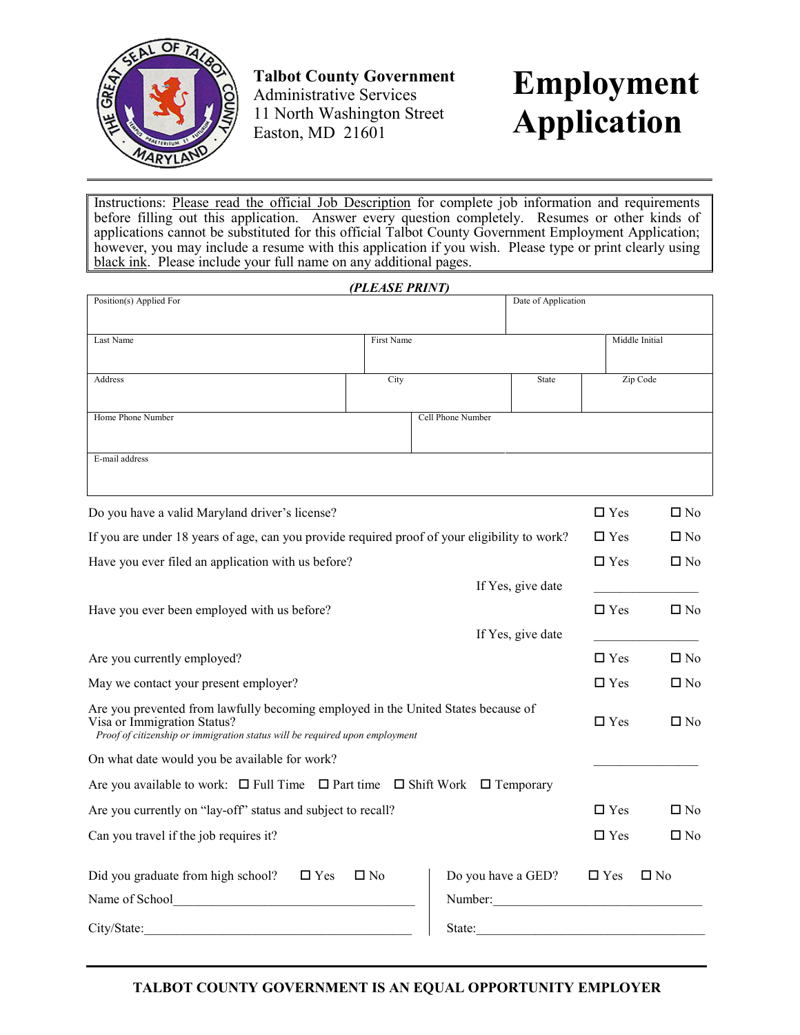**Talbot County Government**
Administrative Services
11 North Washington Street
Easton, MD 21601

# Employment Application

Instructions: Please read the official Job Description for complete job information and requirements before filling out this application. Answer every question completely. Resumes or other kinds of applications cannot be substituted for this official Talbot County Government Employment Application; however, you may include a resume with this application if you wish. Please type or print clearly using black ink. Please include your full name on any additional pages.

***(PLEASE PRINT)***

| Position(s) Applied For | | | Date of Application |
|---|---|---|---|
| Last Name | First Name | | Middle Initial |
| Address | City | State | Zip Code |
| Home Phone Number | Cell Phone Number | | |
| E-mail address | | | |

Do you have a valid Maryland driver's license? ☐ Yes ☐ No

If you are under 18 years of age, can you provide required proof of your eligibility to work? ☐ Yes ☐ No

Have you ever filed an application with us before? ☐ Yes ☐ No

If Yes, give date ________________

Have you ever been employed with us before? ☐ Yes ☐ No

If Yes, give date ________________

Are you currently employed? ☐ Yes ☐ No

May we contact your present employer? ☐ Yes ☐ No

Are you prevented from lawfully becoming employed in the United States because of Visa or Immigration Status? ☐ Yes ☐ No
*Proof of citizenship or immigration status will be required upon employment*

On what date would you be available for work? ________________

Are you available to work: ☐ Full Time ☐ Part time ☐ Shift Work ☐ Temporary

Are you currently on "lay-off" status and subject to recall? ☐ Yes ☐ No

Can you travel if the job requires it? ☐ Yes ☐ No

Did you graduate from high school? ☐ Yes ☐ No

Name of School___________________________________

City/State:_______________________________________

Do you have a GED? ☐ Yes ☐ No

Number:_________________________________

State:__________________________________

**TALBOT COUNTY GOVERNMENT IS AN EQUAL OPPORTUNITY EMPLOYER**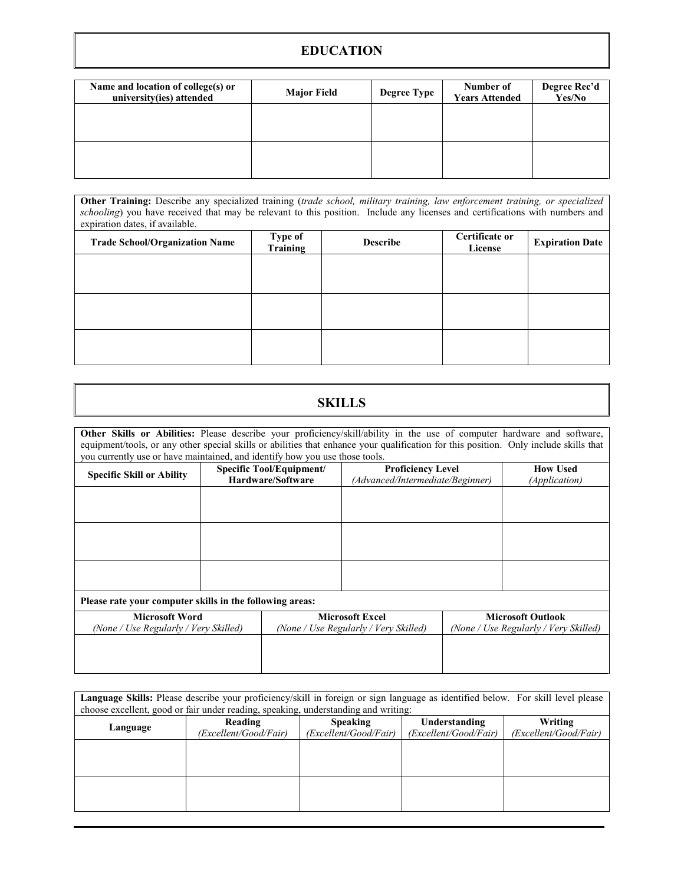## EDUCATION

| Name and location of college(s) or university(ies) attended | Major Field | Degree Type | Number of Years Attended | Degree Rec'd Yes/No |
|---|---|---|---|---|
| | | | | |
| | | | | |

**Other Training:** Describe any specialized training (*trade school, military training, law enforcement training, or specialized schooling*) you have received that may be relevant to this position. Include any licenses and certifications with numbers and expiration dates, if available.

| Trade School/Organization Name | Type of Training | Describe | Certificate or License | Expiration Date |
|---|---|---|---|---|
| | | | | |
| | | | | |
| | | | | |

## SKILLS

**Other Skills or Abilities:** Please describe your proficiency/skill/ability in the use of computer hardware and software, equipment/tools, or any other special skills or abilities that enhance your qualification for this position. Only include skills that you currently use or have maintained, and identify how you use those tools.

| Specific Skill or Ability | Specific Tool/Equipment/ Hardware/Software | Proficiency Level *(Advanced/Intermediate/Beginner)* | How Used *(Application)* |
|---|---|---|---|
| | | | |
| | | | |
| | | | |

**Please rate your computer skills in the following areas:**

| Microsoft Word *(None / Use Regularly / Very Skilled)* | Microsoft Excel *(None / Use Regularly / Very Skilled)* | Microsoft Outlook *(None / Use Regularly / Very Skilled)* |
|---|---|---|
| | | |

**Language Skills:** Please describe your proficiency/skill in foreign or sign language as identified below. For skill level please choose excellent, good or fair under reading, speaking, understanding and writing:

| Language | Reading *(Excellent/Good/Fair)* | Speaking *(Excellent/Good/Fair)* | Understanding *(Excellent/Good/Fair)* | Writing *(Excellent/Good/Fair)* |
|---|---|---|---|---|
| | | | | |
| | | | | |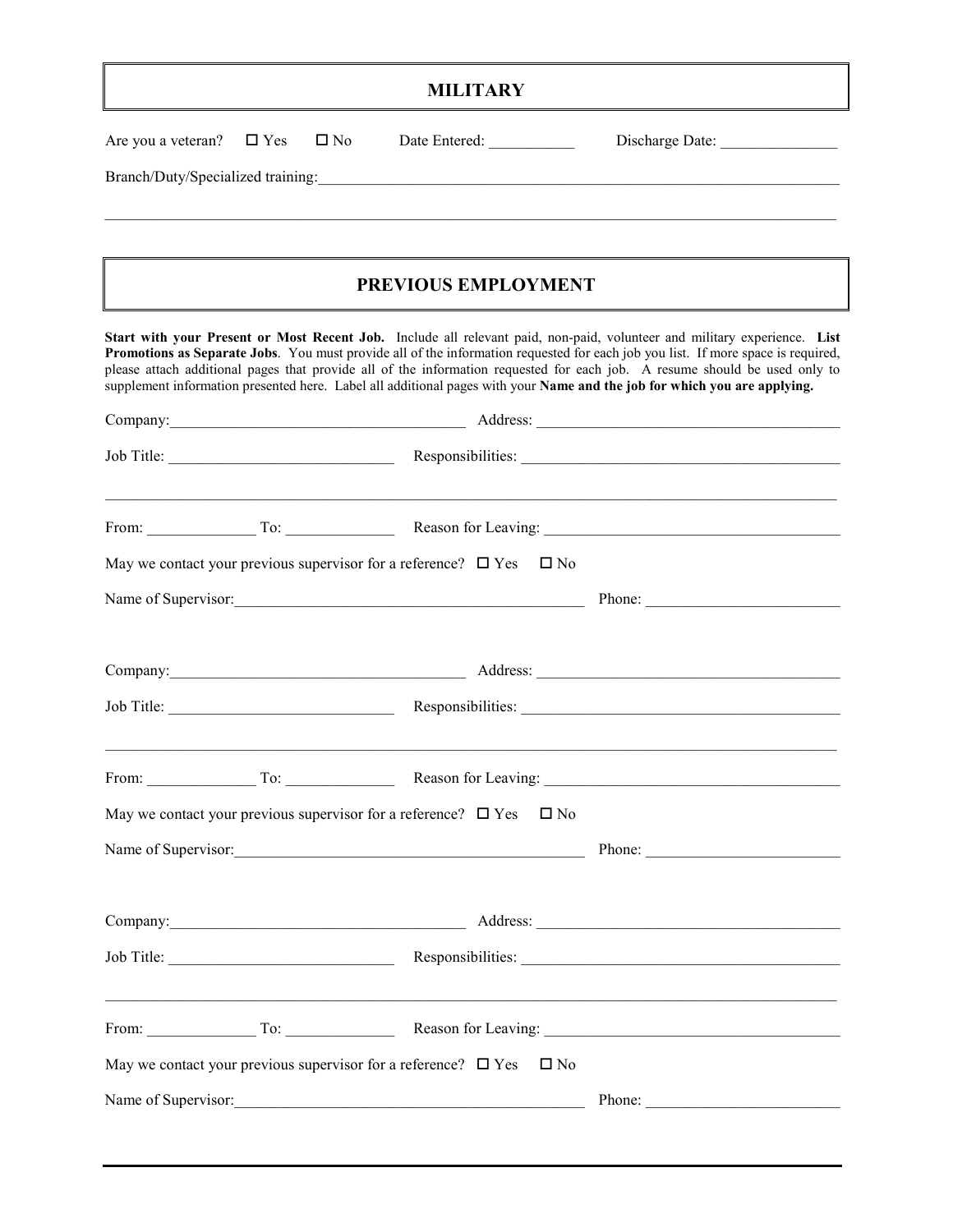## MILITARY

Are you a veteran? ☐ Yes ☐ No Date Entered: ___________ Discharge Date: _______________

Branch/Duty/Specialized training:_______________________________________________________________________

_____________________________________________________________________________________________

## PREVIOUS EMPLOYMENT

**Start with your Present or Most Recent Job.** Include all relevant paid, non-paid, volunteer and military experience. **List Promotions as Separate Jobs**. You must provide all of the information requested for each job you list. If more space is required, please attach additional pages that provide all of the information requested for each job. A resume should be used only to supplement information presented here. Label all additional pages with your **Name and the job for which you are applying.**

Company:_____________________________________ Address: ______________________________________

Job Title: ____________________________ Responsibilities: ________________________________________

_____________________________________________________________________________________________

From: ______________ To: ______________ Reason for Leaving: _____________________________________

May we contact your previous supervisor for a reference? ☐ Yes ☐ No

Name of Supervisor:_____________________________________________ Phone: ________________________

Company:_____________________________________ Address: ______________________________________

Job Title: ____________________________ Responsibilities: ________________________________________

_____________________________________________________________________________________________

From: ______________ To: ______________ Reason for Leaving: _____________________________________

May we contact your previous supervisor for a reference? ☐ Yes ☐ No

Name of Supervisor:_____________________________________________ Phone: ________________________

Company:_____________________________________ Address: ______________________________________

Job Title: ____________________________ Responsibilities: ________________________________________

_____________________________________________________________________________________________

From: ______________ To: ______________ Reason for Leaving: _____________________________________

May we contact your previous supervisor for a reference? ☐ Yes ☐ No

Name of Supervisor:_____________________________________________ Phone: ________________________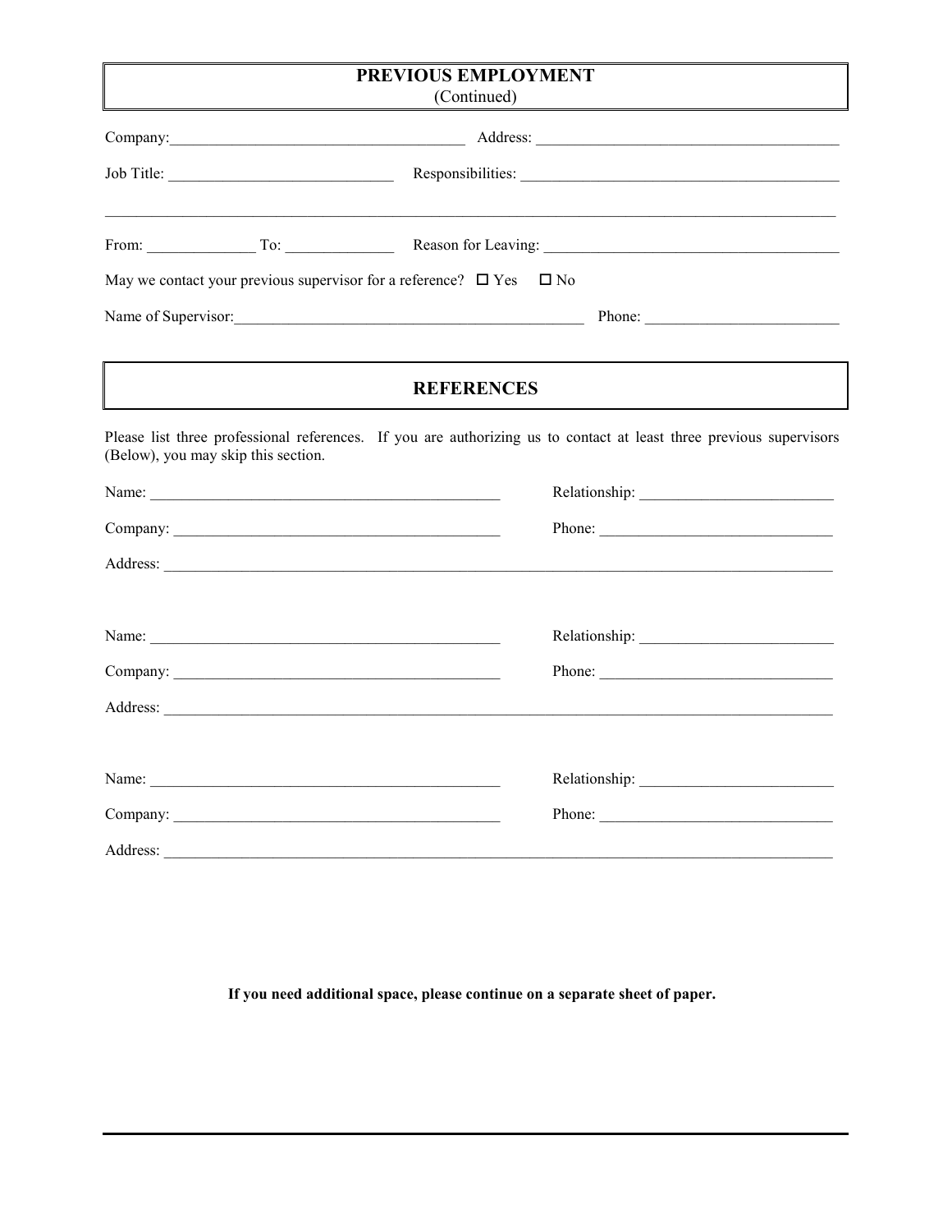## PREVIOUS EMPLOYMENT
(Continued)

Company:______________________________________ Address: ______________________________________

Job Title: ____________________________ Responsibilities: ________________________________________

______________________________________________________________________________________________

From: _____________ To: _____________ Reason for Leaving: ____________________________________

May we contact your previous supervisor for a reference? ☐ Yes ☐ No

Name of Supervisor:_____________________________________________ Phone: ________________________

## REFERENCES

Please list three professional references. If you are authorizing us to contact at least three previous supervisors (Below), you may skip this section.

Name: ______________________________________________ Relationship: ________________________

Company: ___________________________________________ Phone: _____________________________

Address: ______________________________________________________________________________________

Name: ______________________________________________ Relationship: ________________________

Company: ___________________________________________ Phone: _____________________________

Address: ______________________________________________________________________________________

Name: ______________________________________________ Relationship: ________________________

Company: ___________________________________________ Phone: _____________________________

Address: ______________________________________________________________________________________

**If you need additional space, please continue on a separate sheet of paper.**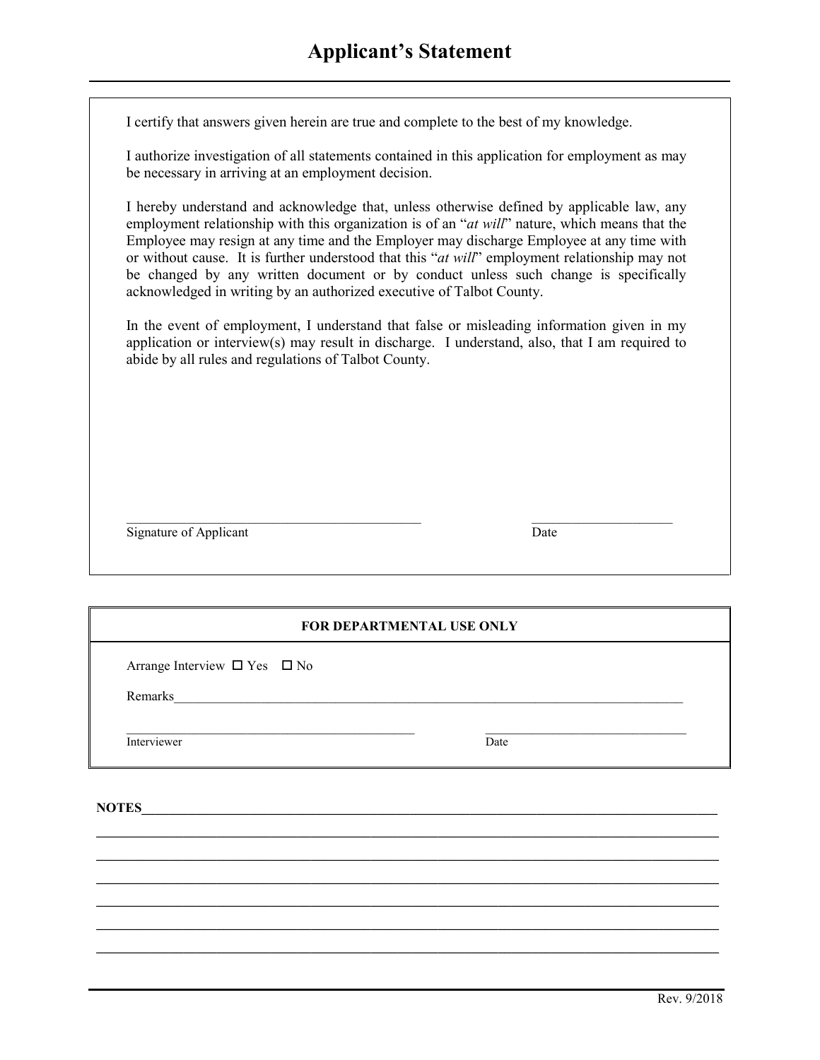# Applicant's Statement

I certify that answers given herein are true and complete to the best of my knowledge.

I authorize investigation of all statements contained in this application for employment as may be necessary in arriving at an employment decision.

I hereby understand and acknowledge that, unless otherwise defined by applicable law, any employment relationship with this organization is of an "*at will*" nature, which means that the Employee may resign at any time and the Employer may discharge Employee at any time with or without cause. It is further understood that this "*at will*" employment relationship may not be changed by any written document or by conduct unless such change is specifically acknowledged in writing by an authorized executive of Talbot County.

In the event of employment, I understand that false or misleading information given in my application or interview(s) may result in discharge. I understand, also, that I am required to abide by all rules and regulations of Talbot County.

_____________________________________________ Signature of Applicant

_____________________ Date

---

**FOR DEPARTMENTAL USE ONLY**

Arrange Interview ☐ Yes ☐ No

Remarks_______________________________________________________________________________

_____________________________________________ Interviewer

_______________________________ Date

---

**NOTES**_______________________________________________________________________________

_______________________________________________________________________________________

_______________________________________________________________________________________

_______________________________________________________________________________________

_______________________________________________________________________________________

_______________________________________________________________________________________

_______________________________________________________________________________________

Rev. 9/2018